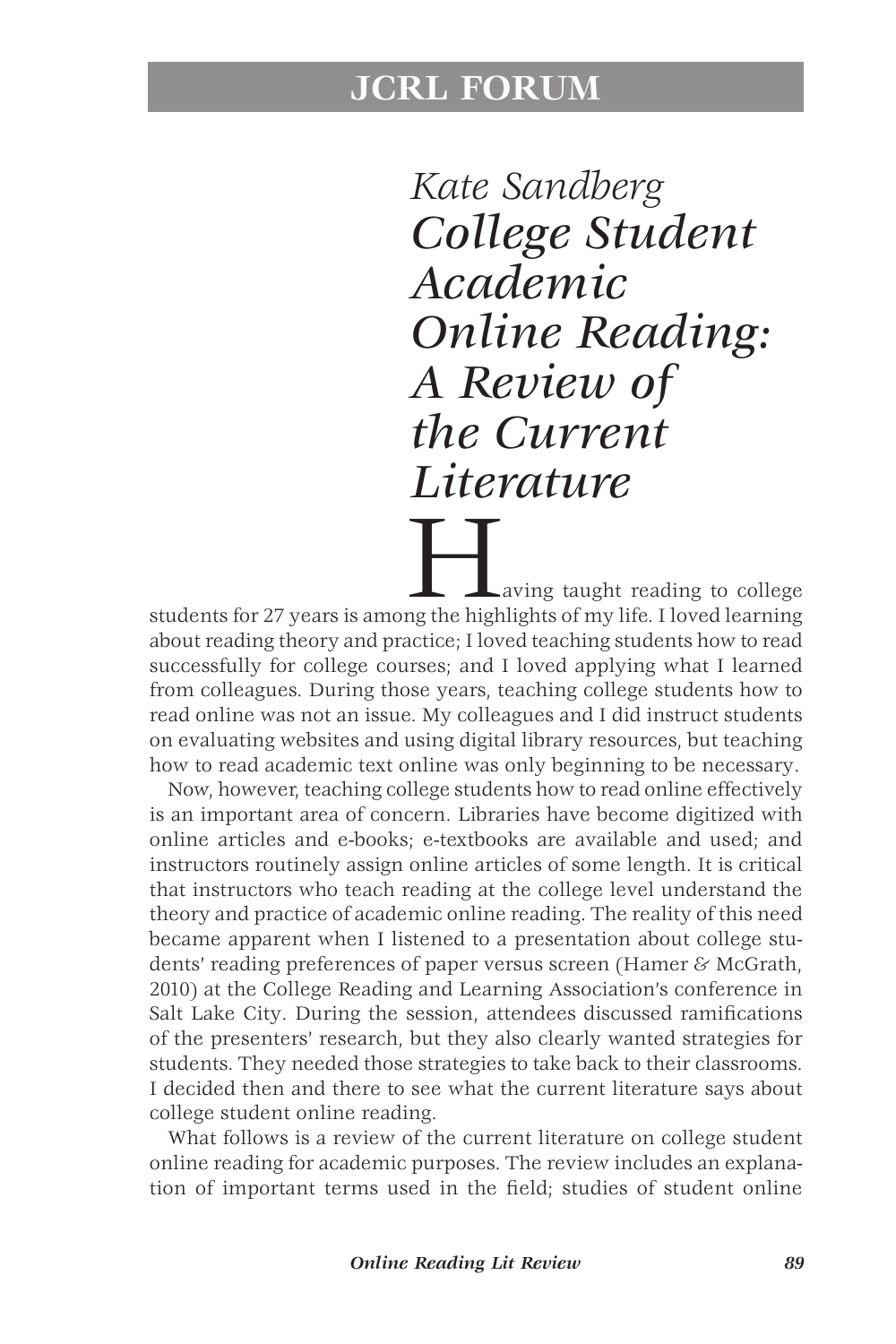## JCRL FORUM

*Kate Sandberg*

# *College Student Academic Online Reading: A Review of the Current Literature*

Having taught reading to college students for 27 years is among the highlights of my life. I loved learning about reading theory and practice; I loved teaching students how to read successfully for college courses; and I loved applying what I learned from colleagues. During those years, teaching college students how to read online was not an issue. My colleagues and I did instruct students on evaluating websites and using digital library resources, but teaching how to read academic text online was only beginning to be necessary.

Now, however, teaching college students how to read online effectively is an important area of concern. Libraries have become digitized with online articles and e-books; e-textbooks are available and used; and instructors routinely assign online articles of some length. It is critical that instructors who teach reading at the college level understand the theory and practice of academic online reading. The reality of this need became apparent when I listened to a presentation about college students' reading preferences of paper versus screen (Hamer & McGrath, 2010) at the College Reading and Learning Association's conference in Salt Lake City. During the session, attendees discussed ramifications of the presenters' research, but they also clearly wanted strategies for students. They needed those strategies to take back to their classrooms. I decided then and there to see what the current literature says about college student online reading.

What follows is a review of the current literature on college student online reading for academic purposes. The review includes an explanation of important terms used in the field; studies of student online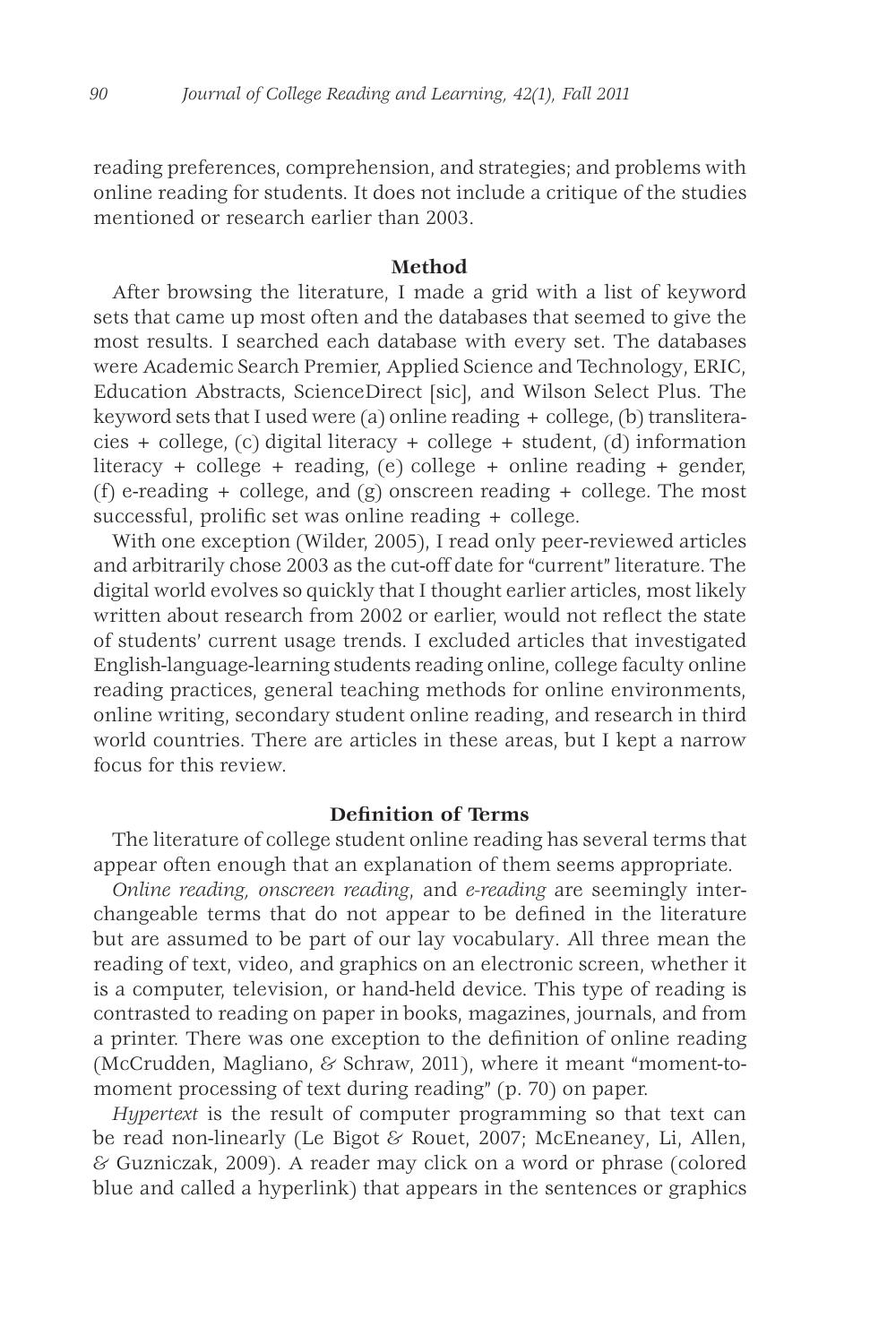reading preferences, comprehension, and strategies; and problems with online reading for students. It does not include a critique of the studies mentioned or research earlier than 2003.

## Method

After browsing the literature, I made a grid with a list of keyword sets that came up most often and the databases that seemed to give the most results. I searched each database with every set. The databases were Academic Search Premier, Applied Science and Technology, ERIC, Education Abstracts, ScienceDirect [sic], and Wilson Select Plus. The keyword sets that I used were (a) online reading + college, (b) transliteracies + college, (c) digital literacy + college + student, (d) information literacy + college + reading, (e) college + online reading + gender, (f) e-reading + college, and (g) onscreen reading + college. The most successful, prolific set was online reading + college.

With one exception (Wilder, 2005), I read only peer-reviewed articles and arbitrarily chose 2003 as the cut-off date for "current" literature. The digital world evolves so quickly that I thought earlier articles, most likely written about research from 2002 or earlier, would not reflect the state of students' current usage trends. I excluded articles that investigated English-language-learning students reading online, college faculty online reading practices, general teaching methods for online environments, online writing, secondary student online reading, and research in third world countries. There are articles in these areas, but I kept a narrow focus for this review.

## Definition of Terms

The literature of college student online reading has several terms that appear often enough that an explanation of them seems appropriate.

*Online reading, onscreen reading*, and *e-reading* are seemingly interchangeable terms that do not appear to be defined in the literature but are assumed to be part of our lay vocabulary. All three mean the reading of text, video, and graphics on an electronic screen, whether it is a computer, television, or hand-held device. This type of reading is contrasted to reading on paper in books, magazines, journals, and from a printer. There was one exception to the definition of online reading (McCrudden, Magliano, & Schraw, 2011), where it meant "moment-to-moment processing of text during reading" (p. 70) on paper.

*Hypertext* is the result of computer programming so that text can be read non-linearly (Le Bigot & Rouet, 2007; McEneaney, Li, Allen, & Guzniczak, 2009). A reader may click on a word or phrase (colored blue and called a hyperlink) that appears in the sentences or graphics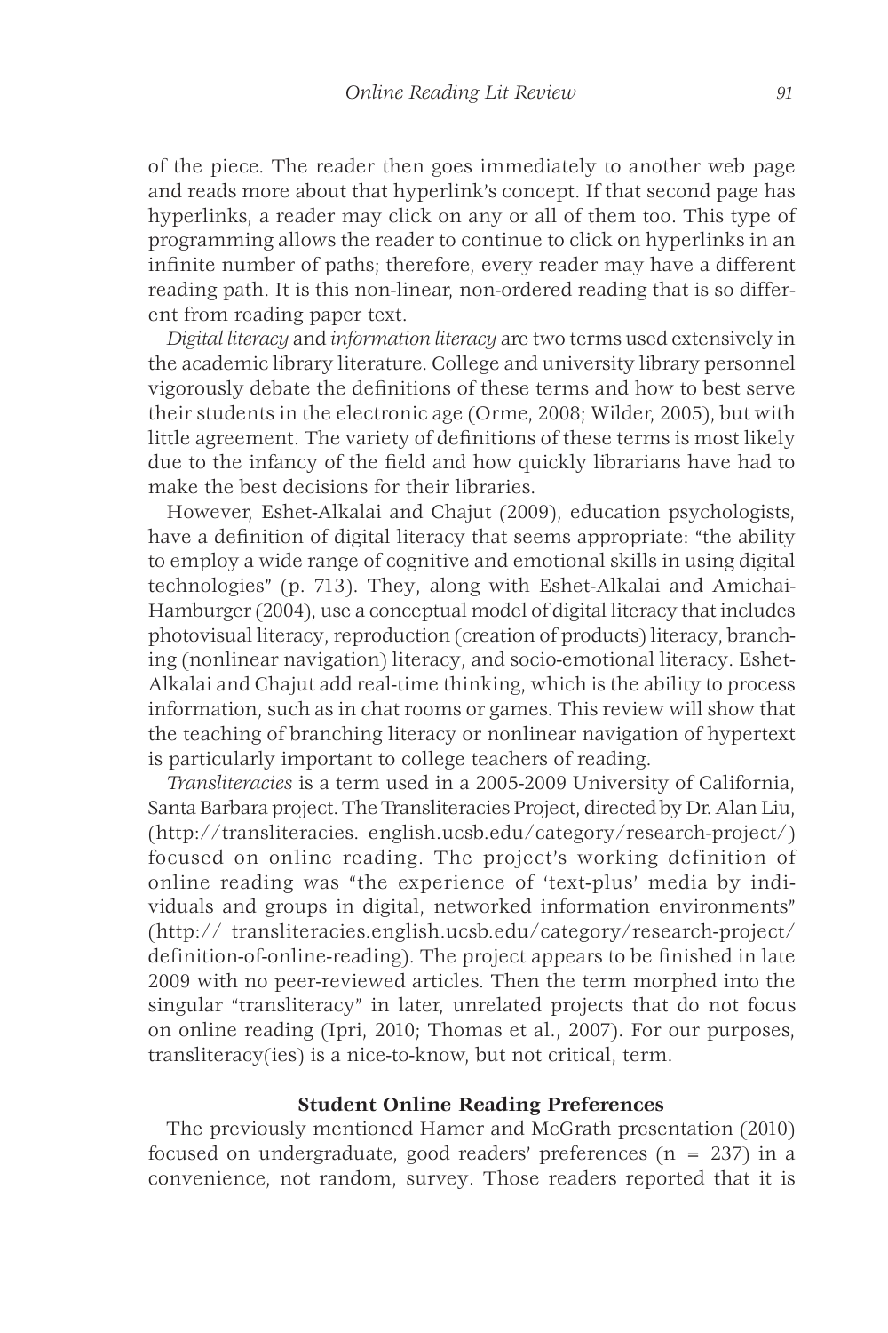of the piece. The reader then goes immediately to another web page and reads more about that hyperlink's concept. If that second page has hyperlinks, a reader may click on any or all of them too. This type of programming allows the reader to continue to click on hyperlinks in an infinite number of paths; therefore, every reader may have a different reading path. It is this non-linear, non-ordered reading that is so different from reading paper text.

*Digital literacy* and *information literacy* are two terms used extensively in the academic library literature. College and university library personnel vigorously debate the definitions of these terms and how to best serve their students in the electronic age (Orme, 2008; Wilder, 2005), but with little agreement. The variety of definitions of these terms is most likely due to the infancy of the field and how quickly librarians have had to make the best decisions for their libraries.

However, Eshet-Alkalai and Chajut (2009), education psychologists, have a definition of digital literacy that seems appropriate: "the ability to employ a wide range of cognitive and emotional skills in using digital technologies" (p. 713). They, along with Eshet-Alkalai and Amichai-Hamburger (2004), use a conceptual model of digital literacy that includes photovisual literacy, reproduction (creation of products) literacy, branching (nonlinear navigation) literacy, and socio-emotional literacy. Eshet-Alkalai and Chajut add real-time thinking, which is the ability to process information, such as in chat rooms or games. This review will show that the teaching of branching literacy or nonlinear navigation of hypertext is particularly important to college teachers of reading.

*Transliteracies* is a term used in a 2005-2009 University of California, Santa Barbara project. The Transliteracies Project, directed by Dr. Alan Liu, (http://transliteracies. english.ucsb.edu/category/research-project/) focused on online reading. The project's working definition of online reading was "the experience of 'text-plus' media by individuals and groups in digital, networked information environments" (http:// transliteracies.english.ucsb.edu/category/research-project/definition-of-online-reading). The project appears to be finished in late 2009 with no peer-reviewed articles. Then the term morphed into the singular "transliteracy" in later, unrelated projects that do not focus on online reading (Ipri, 2010; Thomas et al., 2007). For our purposes, transliteracy(ies) is a nice-to-know, but not critical, term.

## Student Online Reading Preferences

The previously mentioned Hamer and McGrath presentation (2010) focused on undergraduate, good readers' preferences (n = 237) in a convenience, not random, survey. Those readers reported that it is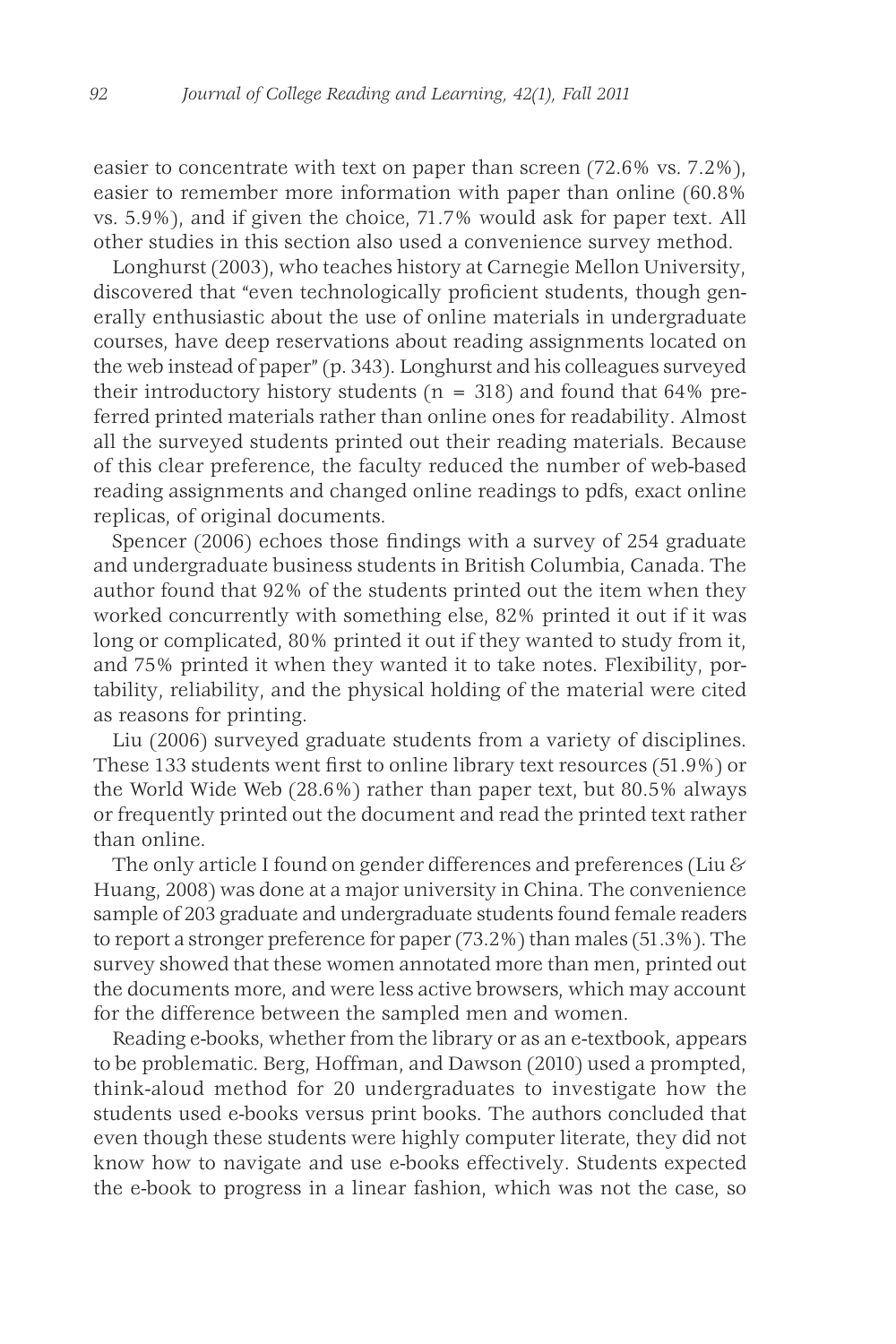easier to concentrate with text on paper than screen (72.6% vs. 7.2%), easier to remember more information with paper than online (60.8% vs. 5.9%), and if given the choice, 71.7% would ask for paper text. All other studies in this section also used a convenience survey method.

Longhurst (2003), who teaches history at Carnegie Mellon University, discovered that "even technologically proficient students, though generally enthusiastic about the use of online materials in undergraduate courses, have deep reservations about reading assignments located on the web instead of paper" (p. 343). Longhurst and his colleagues surveyed their introductory history students (n = 318) and found that 64% preferred printed materials rather than online ones for readability. Almost all the surveyed students printed out their reading materials. Because of this clear preference, the faculty reduced the number of web-based reading assignments and changed online readings to pdfs, exact online replicas, of original documents.

Spencer (2006) echoes those findings with a survey of 254 graduate and undergraduate business students in British Columbia, Canada. The author found that 92% of the students printed out the item when they worked concurrently with something else, 82% printed it out if it was long or complicated, 80% printed it out if they wanted to study from it, and 75% printed it when they wanted it to take notes. Flexibility, portability, reliability, and the physical holding of the material were cited as reasons for printing.

Liu (2006) surveyed graduate students from a variety of disciplines. These 133 students went first to online library text resources (51.9%) or the World Wide Web (28.6%) rather than paper text, but 80.5% always or frequently printed out the document and read the printed text rather than online.

The only article I found on gender differences and preferences (Liu & Huang, 2008) was done at a major university in China. The convenience sample of 203 graduate and undergraduate students found female readers to report a stronger preference for paper (73.2%) than males (51.3%). The survey showed that these women annotated more than men, printed out the documents more, and were less active browsers, which may account for the difference between the sampled men and women.

Reading e-books, whether from the library or as an e-textbook, appears to be problematic. Berg, Hoffman, and Dawson (2010) used a prompted, think-aloud method for 20 undergraduates to investigate how the students used e-books versus print books. The authors concluded that even though these students were highly computer literate, they did not know how to navigate and use e-books effectively. Students expected the e-book to progress in a linear fashion, which was not the case, so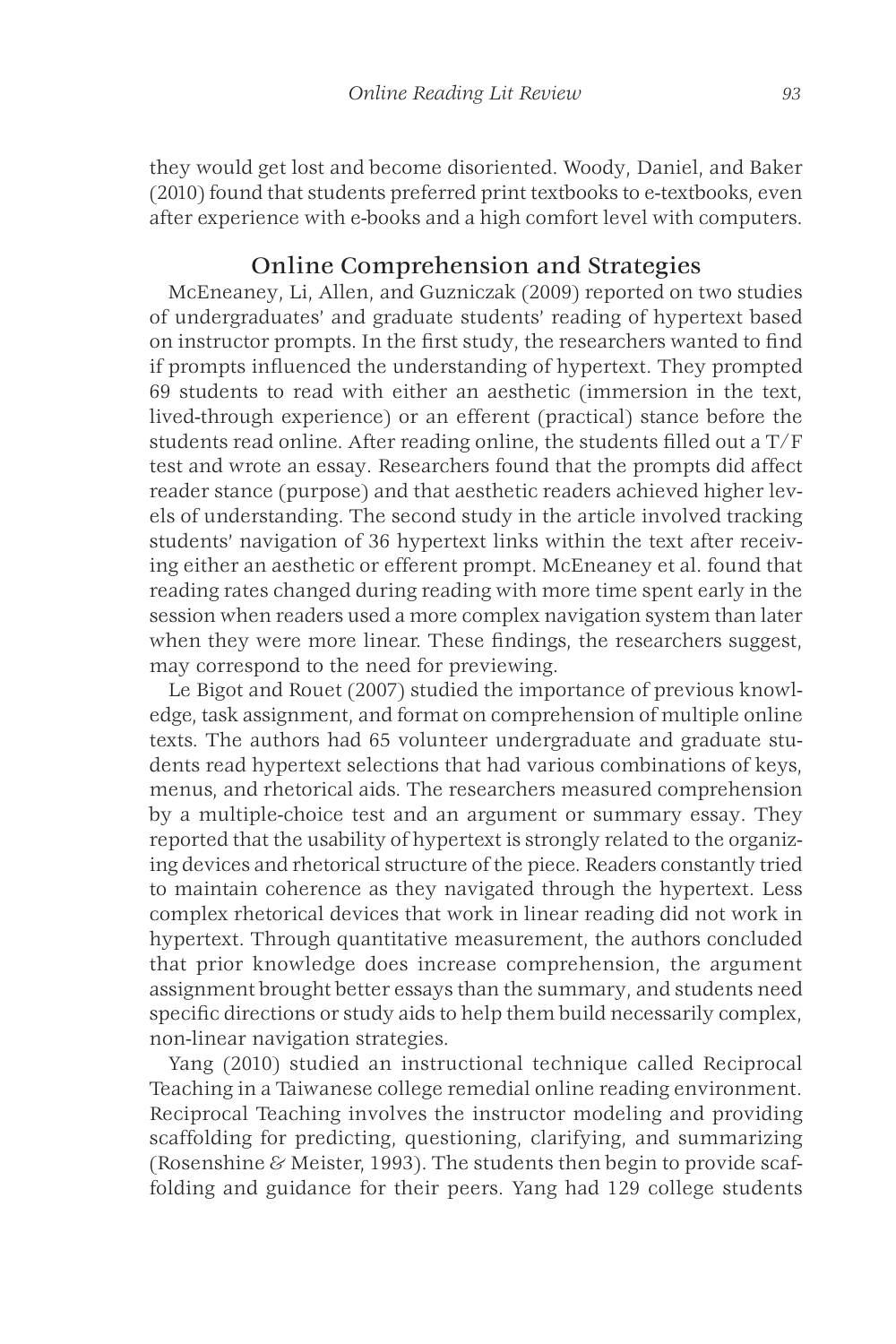they would get lost and become disoriented. Woody, Daniel, and Baker (2010) found that students preferred print textbooks to e-textbooks, even after experience with e-books and a high comfort level with computers.

## Online Comprehension and Strategies

McEneaney, Li, Allen, and Guzniczak (2009) reported on two studies of undergraduates' and graduate students' reading of hypertext based on instructor prompts. In the first study, the researchers wanted to find if prompts influenced the understanding of hypertext. They prompted 69 students to read with either an aesthetic (immersion in the text, lived-through experience) or an efferent (practical) stance before the students read online. After reading online, the students filled out a T/F test and wrote an essay. Researchers found that the prompts did affect reader stance (purpose) and that aesthetic readers achieved higher levels of understanding. The second study in the article involved tracking students' navigation of 36 hypertext links within the text after receiving either an aesthetic or efferent prompt. McEneaney et al. found that reading rates changed during reading with more time spent early in the session when readers used a more complex navigation system than later when they were more linear. These findings, the researchers suggest, may correspond to the need for previewing.

Le Bigot and Rouet (2007) studied the importance of previous knowledge, task assignment, and format on comprehension of multiple online texts. The authors had 65 volunteer undergraduate and graduate students read hypertext selections that had various combinations of keys, menus, and rhetorical aids. The researchers measured comprehension by a multiple-choice test and an argument or summary essay. They reported that the usability of hypertext is strongly related to the organizing devices and rhetorical structure of the piece. Readers constantly tried to maintain coherence as they navigated through the hypertext. Less complex rhetorical devices that work in linear reading did not work in hypertext. Through quantitative measurement, the authors concluded that prior knowledge does increase comprehension, the argument assignment brought better essays than the summary, and students need specific directions or study aids to help them build necessarily complex, non-linear navigation strategies.

Yang (2010) studied an instructional technique called Reciprocal Teaching in a Taiwanese college remedial online reading environment. Reciprocal Teaching involves the instructor modeling and providing scaffolding for predicting, questioning, clarifying, and summarizing (Rosenshine & Meister, 1993). The students then begin to provide scaffolding and guidance for their peers. Yang had 129 college students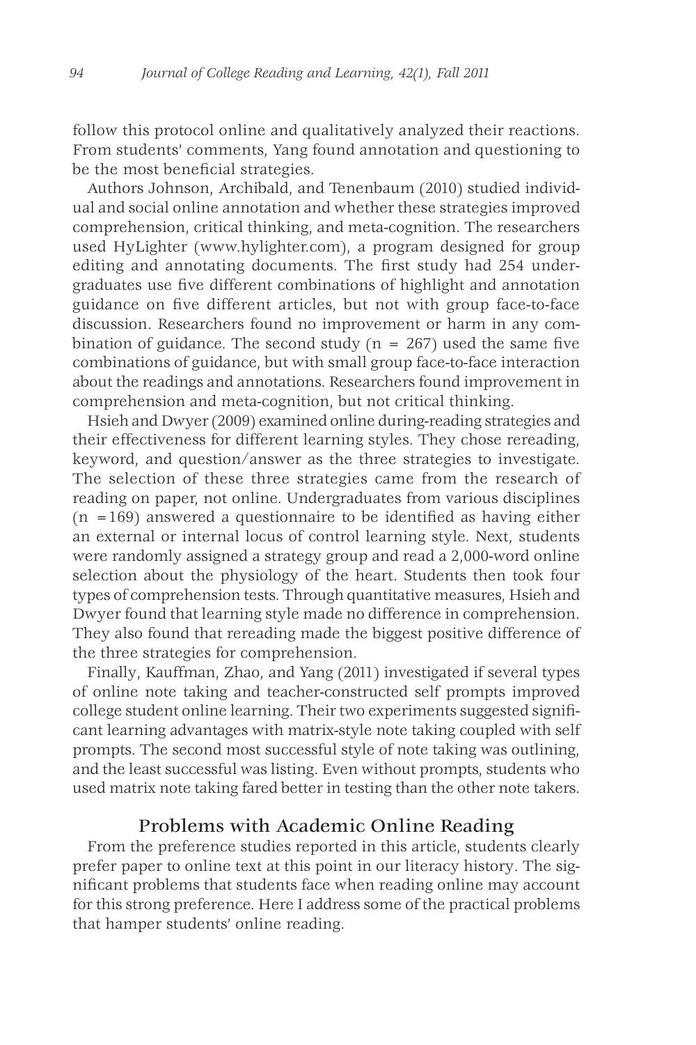follow this protocol online and qualitatively analyzed their reactions. From students' comments, Yang found annotation and questioning to be the most beneficial strategies.

Authors Johnson, Archibald, and Tenenbaum (2010) studied individual and social online annotation and whether these strategies improved comprehension, critical thinking, and meta-cognition. The researchers used HyLighter (www.hylighter.com), a program designed for group editing and annotating documents. The first study had 254 undergraduates use five different combinations of highlight and annotation guidance on five different articles, but not with group face-to-face discussion. Researchers found no improvement or harm in any combination of guidance. The second study ($n = 267$) used the same five combinations of guidance, but with small group face-to-face interaction about the readings and annotations. Researchers found improvement in comprehension and meta-cognition, but not critical thinking.

Hsieh and Dwyer (2009) examined online during-reading strategies and their effectiveness for different learning styles. They chose rereading, keyword, and question/answer as the three strategies to investigate. The selection of these three strategies came from the research of reading on paper, not online. Undergraduates from various disciplines ($n = 169$) answered a questionnaire to be identified as having either an external or internal locus of control learning style. Next, students were randomly assigned a strategy group and read a 2,000-word online selection about the physiology of the heart. Students then took four types of comprehension tests. Through quantitative measures, Hsieh and Dwyer found that learning style made no difference in comprehension. They also found that rereading made the biggest positive difference of the three strategies for comprehension.

Finally, Kauffman, Zhao, and Yang (2011) investigated if several types of online note taking and teacher-constructed self prompts improved college student online learning. Their two experiments suggested significant learning advantages with matrix-style note taking coupled with self prompts. The second most successful style of note taking was outlining, and the least successful was listing. Even without prompts, students who used matrix note taking fared better in testing than the other note takers.

## Problems with Academic Online Reading

From the preference studies reported in this article, students clearly prefer paper to online text at this point in our literacy history. The significant problems that students face when reading online may account for this strong preference. Here I address some of the practical problems that hamper students' online reading.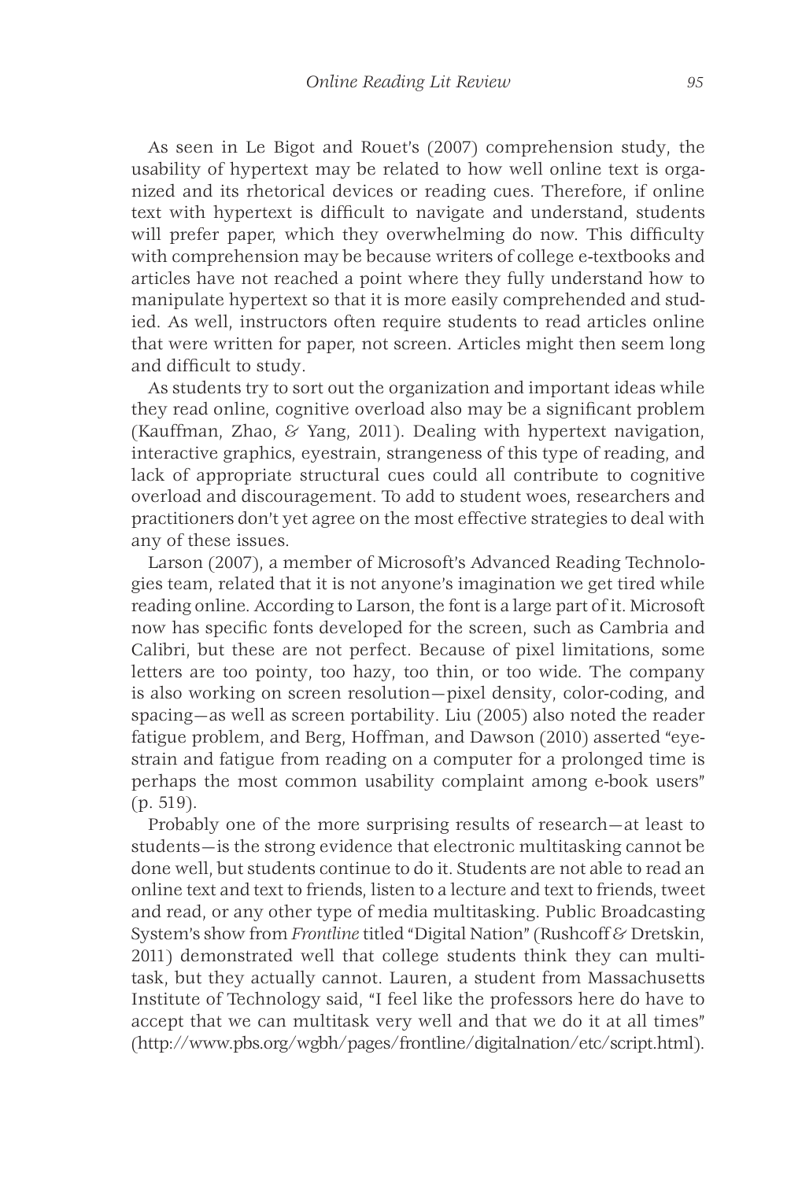As seen in Le Bigot and Rouet's (2007) comprehension study, the usability of hypertext may be related to how well online text is organized and its rhetorical devices or reading cues. Therefore, if online text with hypertext is difficult to navigate and understand, students will prefer paper, which they overwhelming do now. This difficulty with comprehension may be because writers of college e-textbooks and articles have not reached a point where they fully understand how to manipulate hypertext so that it is more easily comprehended and studied. As well, instructors often require students to read articles online that were written for paper, not screen. Articles might then seem long and difficult to study.

As students try to sort out the organization and important ideas while they read online, cognitive overload also may be a significant problem (Kauffman, Zhao, & Yang, 2011). Dealing with hypertext navigation, interactive graphics, eyestrain, strangeness of this type of reading, and lack of appropriate structural cues could all contribute to cognitive overload and discouragement. To add to student woes, researchers and practitioners don't yet agree on the most effective strategies to deal with any of these issues.

Larson (2007), a member of Microsoft's Advanced Reading Technologies team, related that it is not anyone's imagination we get tired while reading online. According to Larson, the font is a large part of it. Microsoft now has specific fonts developed for the screen, such as Cambria and Calibri, but these are not perfect. Because of pixel limitations, some letters are too pointy, too hazy, too thin, or too wide. The company is also working on screen resolution—pixel density, color-coding, and spacing—as well as screen portability. Liu (2005) also noted the reader fatigue problem, and Berg, Hoffman, and Dawson (2010) asserted "eyestrain and fatigue from reading on a computer for a prolonged time is perhaps the most common usability complaint among e-book users" (p. 519).

Probably one of the more surprising results of research—at least to students—is the strong evidence that electronic multitasking cannot be done well, but students continue to do it. Students are not able to read an online text and text to friends, listen to a lecture and text to friends, tweet and read, or any other type of media multitasking. Public Broadcasting System's show from *Frontline* titled "Digital Nation" (Rushcoff & Dretskin, 2011) demonstrated well that college students think they can multitask, but they actually cannot. Lauren, a student from Massachusetts Institute of Technology said, "I feel like the professors here do have to accept that we can multitask very well and that we do it at all times" (http://www.pbs.org/wgbh/pages/frontline/digitalnation/etc/script.html).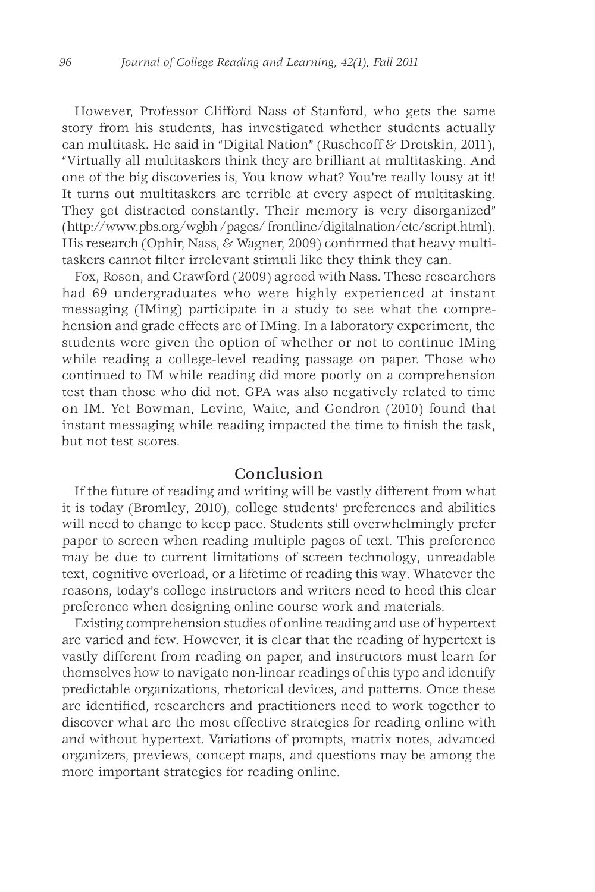However, Professor Clifford Nass of Stanford, who gets the same story from his students, has investigated whether students actually can multitask. He said in "Digital Nation" (Ruschcoff & Dretskin, 2011), "Virtually all multitaskers think they are brilliant at multitasking. And one of the big discoveries is, You know what? You're really lousy at it! It turns out multitaskers are terrible at every aspect of multitasking. They get distracted constantly. Their memory is very disorganized" (http://www.pbs.org/wgbh /pages/ frontline/digitalnation/etc/script.html). His research (Ophir, Nass, & Wagner, 2009) confirmed that heavy multitaskers cannot filter irrelevant stimuli like they think they can.

Fox, Rosen, and Crawford (2009) agreed with Nass. These researchers had 69 undergraduates who were highly experienced at instant messaging (IMing) participate in a study to see what the comprehension and grade effects are of IMing. In a laboratory experiment, the students were given the option of whether or not to continue IMing while reading a college-level reading passage on paper. Those who continued to IM while reading did more poorly on a comprehension test than those who did not. GPA was also negatively related to time on IM. Yet Bowman, Levine, Waite, and Gendron (2010) found that instant messaging while reading impacted the time to finish the task, but not test scores.

## Conclusion

If the future of reading and writing will be vastly different from what it is today (Bromley, 2010), college students' preferences and abilities will need to change to keep pace. Students still overwhelmingly prefer paper to screen when reading multiple pages of text. This preference may be due to current limitations of screen technology, unreadable text, cognitive overload, or a lifetime of reading this way. Whatever the reasons, today's college instructors and writers need to heed this clear preference when designing online course work and materials.

Existing comprehension studies of online reading and use of hypertext are varied and few. However, it is clear that the reading of hypertext is vastly different from reading on paper, and instructors must learn for themselves how to navigate non-linear readings of this type and identify predictable organizations, rhetorical devices, and patterns. Once these are identified, researchers and practitioners need to work together to discover what are the most effective strategies for reading online with and without hypertext. Variations of prompts, matrix notes, advanced organizers, previews, concept maps, and questions may be among the more important strategies for reading online.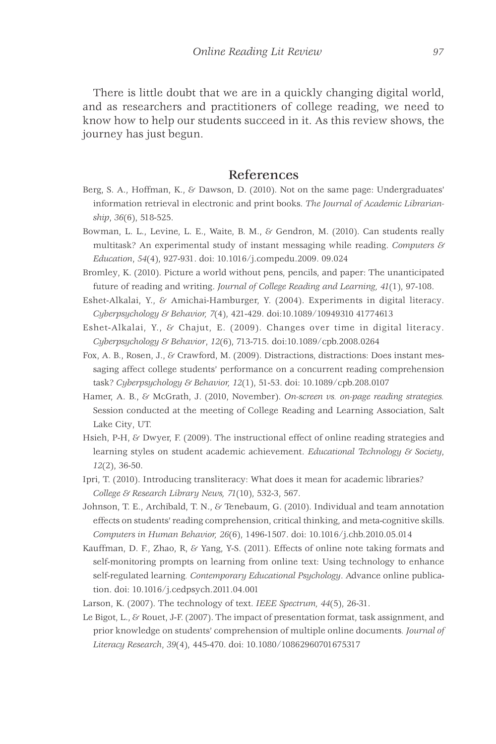There is little doubt that we are in a quickly changing digital world, and as researchers and practitioners of college reading, we need to know how to help our students succeed in it. As this review shows, the journey has just begun.

## References

Berg, S. A., Hoffman, K., & Dawson, D. (2010). Not on the same page: Undergraduates' information retrieval in electronic and print books. *The Journal of Academic Librarianship*, *36*(6), 518-525.

Bowman, L. L., Levine, L. E., Waite, B. M., & Gendron, M. (2010). Can students really multitask? An experimental study of instant messaging while reading. *Computers & Education*, *54*(4), 927-931. doi: 10.1016/j.compedu.2009. 09.024

Bromley, K. (2010). Picture a world without pens, pencils, and paper: The unanticipated future of reading and writing. *Journal of College Reading and Learning, 41*(1), 97-108.

Eshet-Alkalai, Y., & Amichai-Hamburger, Y. (2004). Experiments in digital literacy. *Cyberpsychology & Behavior, 7*(4), 421-429. doi:10.1089/10949310 41774613

Eshet-Alkalai, Y., & Chajut, E. (2009). Changes over time in digital literacy. *Cyberpsychology & Behavior*, *12*(6), 713-715. doi:10.1089/cpb.2008.0264

Fox, A. B., Rosen, J., & Crawford, M. (2009). Distractions, distractions: Does instant messaging affect college students' performance on a concurrent reading comprehension task? *Cyberpsychology & Behavior, 12*(1), 51-53. doi: 10.1089/cpb.208.0107

Hamer, A. B., & McGrath, J. (2010, November). *On-screen vs. on-page reading strategies.* Session conducted at the meeting of College Reading and Learning Association, Salt Lake City, UT.

Hsieh, P-H, & Dwyer, F. (2009). The instructional effect of online reading strategies and learning styles on student academic achievement. *Educational Technology & Society*, *12*(2), 36-50.

Ipri, T. (2010). Introducing transliteracy: What does it mean for academic libraries? *College & Research Library News, 71*(10), 532-3, 567.

Johnson, T. E., Archibald, T. N., & Tenebaum, G. (2010). Individual and team annotation effects on students' reading comprehension, critical thinking, and meta-cognitive skills. *Computers in Human Behavior, 26*(6), 1496-1507. doi: 10.1016/j.chb.2010.05.014

Kauffman, D. F., Zhao, R, & Yang, Y-S. (2011). Effects of online note taking formats and self-monitoring prompts on learning from online text: Using technology to enhance self-regulated learning*. Contemporary Educational Psychology*. Advance online publication. doi: 10.1016/j.cedpsych.2011.04.001

Larson, K. (2007). The technology of text. *IEEE Spectrum, 44*(5), 26-31.

Le Bigot, L., & Rouet, J-F. (2007). The impact of presentation format, task assignment, and prior knowledge on students' comprehension of multiple online documents*. Journal of Literacy Research*, *39*(4), 445-470. doi: 10.1080/10862960701675317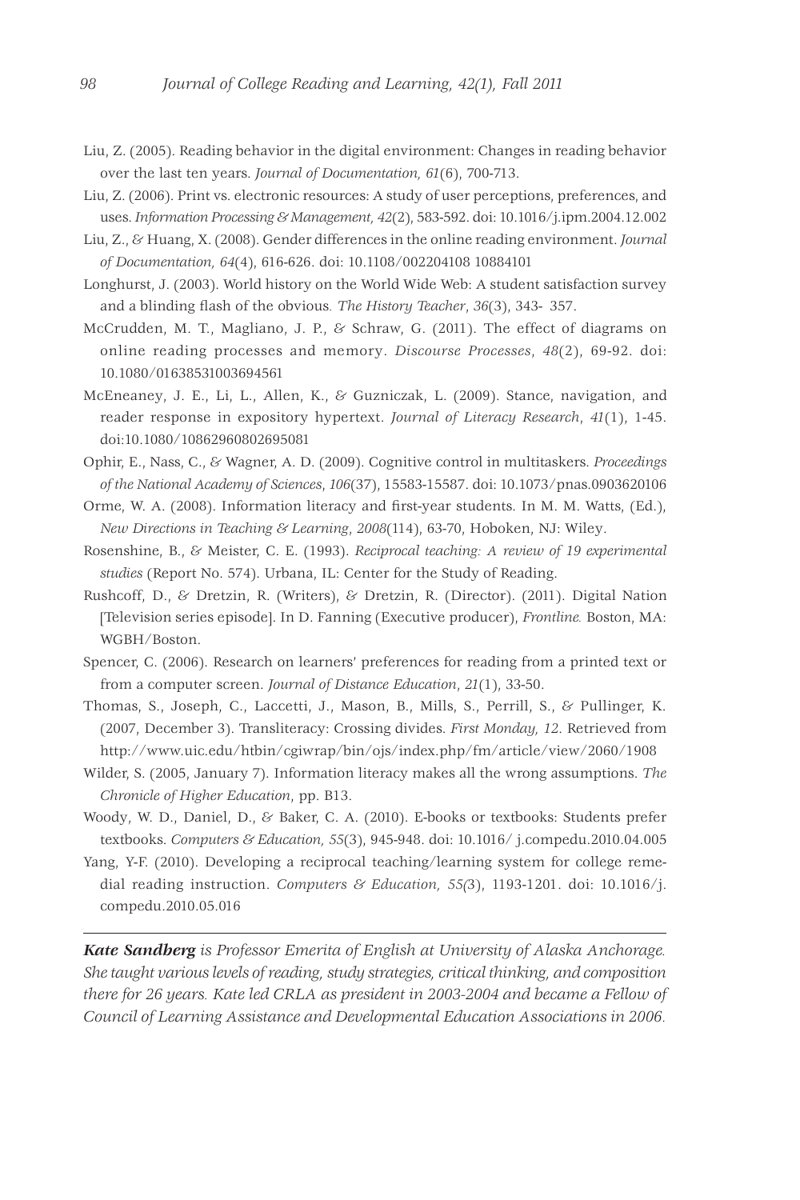Liu, Z. (2005). Reading behavior in the digital environment: Changes in reading behavior over the last ten years. *Journal of Documentation, 61*(6), 700-713.

Liu, Z. (2006). Print vs. electronic resources: A study of user perceptions, preferences, and uses. *Information Processing & Management, 42*(2), 583-592. doi: 10.1016/j.ipm.2004.12.002

Liu, Z., & Huang, X. (2008). Gender differences in the online reading environment. *Journal of Documentation, 64*(4), 616-626. doi: 10.1108/002204108 10884101

Longhurst, J. (2003). World history on the World Wide Web: A student satisfaction survey and a blinding flash of the obvious*. The History Teacher*, *36*(3), 343- 357.

McCrudden, M. T., Magliano, J. P., & Schraw, G. (2011). The effect of diagrams on online reading processes and memory. *Discourse Processes*, *48*(2), 69-92. doi: 10.1080/01638531003694561

McEneaney, J. E., Li, L., Allen, K., & Guzniczak, L. (2009). Stance, navigation, and reader response in expository hypertext. *Journal of Literacy Research*, *41*(1), 1-45. doi:10.1080/10862960802695081

Ophir, E., Nass, C., & Wagner, A. D. (2009). Cognitive control in multitaskers. *Proceedings of the National Academy of Sciences*, *106*(37), 15583-15587. doi: 10.1073/pnas.0903620106

Orme, W. A. (2008). Information literacy and first-year students. In M. M. Watts, (Ed.), *New Directions in Teaching & Learning*, *2008*(114), 63-70, Hoboken, NJ: Wiley.

Rosenshine, B., & Meister, C. E. (1993). *Reciprocal teaching: A review of 19 experimental studies* (Report No. 574). Urbana, IL: Center for the Study of Reading.

Rushcoff, D., & Dretzin, R. (Writers), & Dretzin, R. (Director). (2011). Digital Nation [Television series episode]. In D. Fanning (Executive producer), *Frontline.* Boston, MA: WGBH/Boston.

Spencer, C. (2006). Research on learners' preferences for reading from a printed text or from a computer screen. *Journal of Distance Education*, *21*(1), 33-50.

Thomas, S., Joseph, C., Laccetti, J., Mason, B., Mills, S., Perrill, S., & Pullinger, K. (2007, December 3). Transliteracy: Crossing divides. *First Monday, 12*. Retrieved from http://www.uic.edu/htbin/cgiwrap/bin/ojs/index.php/fm/article/view/2060/1908

Wilder, S. (2005, January 7). Information literacy makes all the wrong assumptions. *The Chronicle of Higher Education*, pp. B13.

Woody, W. D., Daniel, D., & Baker, C. A. (2010). E-books or textbooks: Students prefer textbooks. *Computers & Education, 55*(3), 945-948. doi: 10.1016/ j.compedu.2010.04.005

Yang, Y-F. (2010). Developing a reciprocal teaching/learning system for college remedial reading instruction. *Computers & Education, 55(*3), 1193-1201. doi: 10.1016/j.compedu.2010.05.016

---

***Kate Sandberg** is Professor Emerita of English at University of Alaska Anchorage. She taught various levels of reading, study strategies, critical thinking, and composition there for 26 years. Kate led CRLA as president in 2003-2004 and became a Fellow of Council of Learning Assistance and Developmental Education Associations in 2006.*